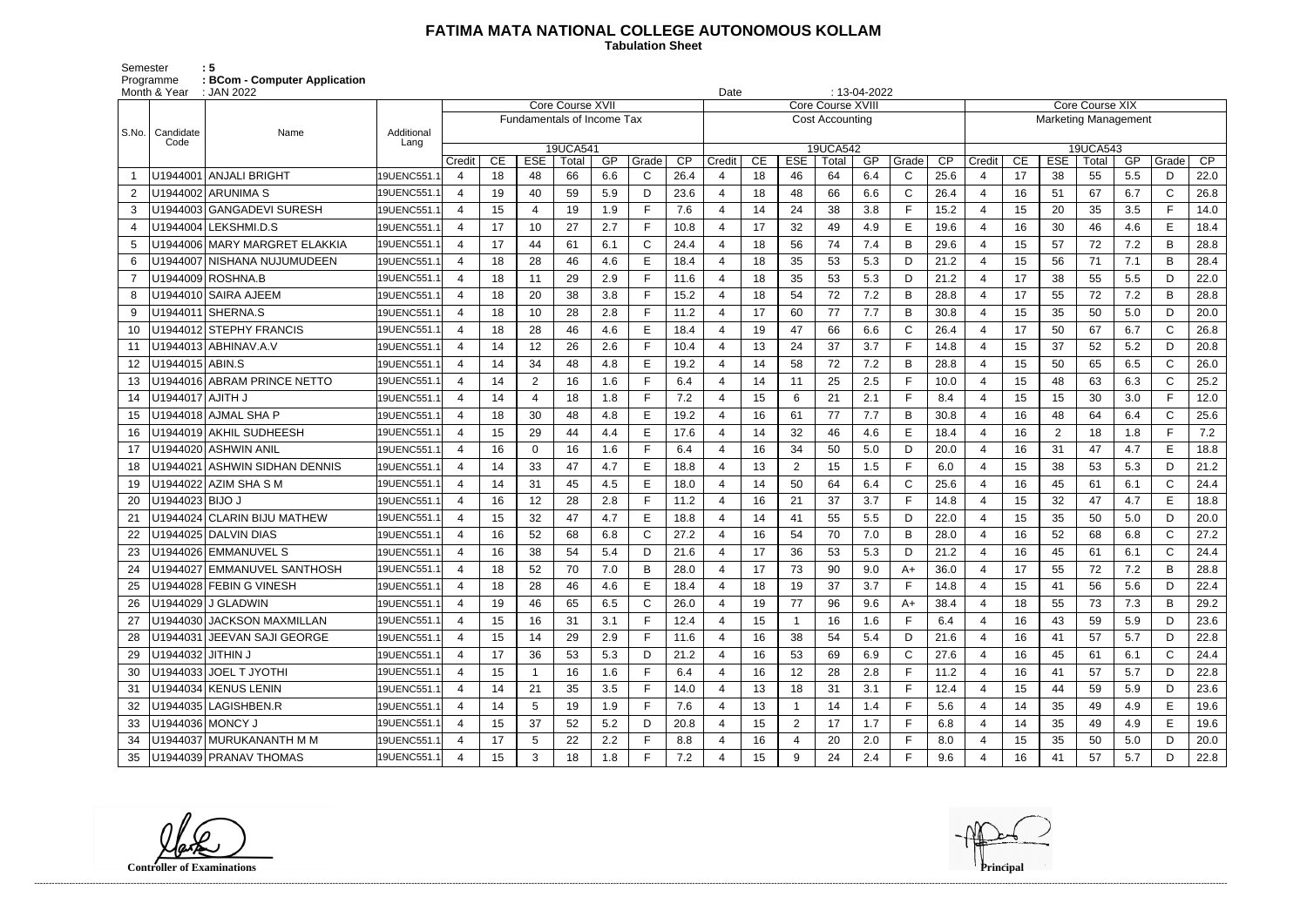# FATIMA MATA NATIONAL COLLEGE AUTONOMOUS KOLLAM

**Tabulation Sheet**

Semester : 5
Programme : BCom - Computer Application
Month & Year : JAN 2022 Date : 13-04-2022

| S.No. | Candidate Code | Name | Additional Lang | Core Course XVII | | | | | | | Core Course XVIII | | | | | | | Core Course XIX | | | | | | |
|---|---|---|---|---|---|---|---|---|---|---|---|---|---|---|---|---|---|---|---|---|---|---|---|---|
| | | | | Fundamentals of Income Tax | | | | | | | Cost Accounting | | | | | | | Marketing Management | | | | | | |
| | | | | 19UCA541 | | | | | | | 19UCA542 | | | | | | | 19UCA543 | | | | | | |
| | | | | Credit | CE | ESE | Total | GP | Grade | CP | Credit | CE | ESE | Total | GP | Grade | CP | Credit | CE | ESE | Total | GP | Grade | CP |
| 1 | U1944001 | ANJALI BRIGHT | 19UENC551.1 | 4 | 18 | 48 | 66 | 6.6 | C | 26.4 | 4 | 18 | 46 | 64 | 6.4 | C | 25.6 | 4 | 17 | 38 | 55 | 5.5 | D | 22.0 |
| 2 | U1944002 | ARUNIMA S | 19UENC551.1 | 4 | 19 | 40 | 59 | 5.9 | D | 23.6 | 4 | 18 | 48 | 66 | 6.6 | C | 26.4 | 4 | 16 | 51 | 67 | 6.7 | C | 26.8 |
| 3 | U1944003 | GANGADEVI SURESH | 19UENC551.1 | 4 | 15 | 4 | 19 | 1.9 | F | 7.6 | 4 | 14 | 24 | 38 | 3.8 | F | 15.2 | 4 | 15 | 20 | 35 | 3.5 | F | 14.0 |
| 4 | U1944004 | LEKSHMI.D.S | 19UENC551.1 | 4 | 17 | 10 | 27 | 2.7 | F | 10.8 | 4 | 17 | 32 | 49 | 4.9 | E | 19.6 | 4 | 16 | 30 | 46 | 4.6 | E | 18.4 |
| 5 | U1944006 | MARY MARGRET ELAKKIA | 19UENC551.1 | 4 | 17 | 44 | 61 | 6.1 | C | 24.4 | 4 | 18 | 56 | 74 | 7.4 | B | 29.6 | 4 | 15 | 57 | 72 | 7.2 | B | 28.8 |
| 6 | U1944007 | NISHANA NUJUMUDEEN | 19UENC551.1 | 4 | 18 | 28 | 46 | 4.6 | E | 18.4 | 4 | 18 | 35 | 53 | 5.3 | D | 21.2 | 4 | 15 | 56 | 71 | 7.1 | B | 28.4 |
| 7 | U1944009 | ROSHNA.B | 19UENC551.1 | 4 | 18 | 11 | 29 | 2.9 | F | 11.6 | 4 | 18 | 35 | 53 | 5.3 | D | 21.2 | 4 | 17 | 38 | 55 | 5.5 | D | 22.0 |
| 8 | U1944010 | SAIRA AJEEM | 19UENC551.1 | 4 | 18 | 20 | 38 | 3.8 | F | 15.2 | 4 | 18 | 54 | 72 | 7.2 | B | 28.8 | 4 | 17 | 55 | 72 | 7.2 | B | 28.8 |
| 9 | U1944011 | SHERNA.S | 19UENC551.1 | 4 | 18 | 10 | 28 | 2.8 | F | 11.2 | 4 | 17 | 60 | 77 | 7.7 | B | 30.8 | 4 | 15 | 35 | 50 | 5.0 | D | 20.0 |
| 10 | U1944012 | STEPHY FRANCIS | 19UENC551.1 | 4 | 18 | 28 | 46 | 4.6 | E | 18.4 | 4 | 19 | 47 | 66 | 6.6 | C | 26.4 | 4 | 17 | 50 | 67 | 6.7 | C | 26.8 |
| 11 | U1944013 | ABHINAV.A.V | 19UENC551.1 | 4 | 14 | 12 | 26 | 2.6 | F | 10.4 | 4 | 13 | 24 | 37 | 3.7 | F | 14.8 | 4 | 15 | 37 | 52 | 5.2 | D | 20.8 |
| 12 | U1944015 | ABIN.S | 19UENC551.1 | 4 | 14 | 34 | 48 | 4.8 | E | 19.2 | 4 | 14 | 58 | 72 | 7.2 | B | 28.8 | 4 | 15 | 50 | 65 | 6.5 | C | 26.0 |
| 13 | U1944016 | ABRAM PRINCE NETTO | 19UENC551.1 | 4 | 14 | 2 | 16 | 1.6 | F | 6.4 | 4 | 14 | 11 | 25 | 2.5 | F | 10.0 | 4 | 15 | 48 | 63 | 6.3 | C | 25.2 |
| 14 | U1944017 | AJITH J | 19UENC551.1 | 4 | 14 | 4 | 18 | 1.8 | F | 7.2 | 4 | 15 | 6 | 21 | 2.1 | F | 8.4 | 4 | 15 | 15 | 30 | 3.0 | F | 12.0 |
| 15 | U1944018 | AJMAL SHA P | 19UENC551.1 | 4 | 18 | 30 | 48 | 4.8 | E | 19.2 | 4 | 16 | 61 | 77 | 7.7 | B | 30.8 | 4 | 16 | 48 | 64 | 6.4 | C | 25.6 |
| 16 | U1944019 | AKHIL SUDHEESH | 19UENC551.1 | 4 | 15 | 29 | 44 | 4.4 | E | 17.6 | 4 | 14 | 32 | 46 | 4.6 | E | 18.4 | 4 | 16 | 2 | 18 | 1.8 | F | 7.2 |
| 17 | U1944020 | ASHWIN ANIL | 19UENC551.1 | 4 | 16 | 0 | 16 | 1.6 | F | 6.4 | 4 | 16 | 34 | 50 | 5.0 | D | 20.0 | 4 | 16 | 31 | 47 | 4.7 | E | 18.8 |
| 18 | U1944021 | ASHWIN SIDHAN DENNIS | 19UENC551.1 | 4 | 14 | 33 | 47 | 4.7 | E | 18.8 | 4 | 13 | 2 | 15 | 1.5 | F | 6.0 | 4 | 15 | 38 | 53 | 5.3 | D | 21.2 |
| 19 | U1944022 | AZIM SHA S M | 19UENC551.1 | 4 | 14 | 31 | 45 | 4.5 | E | 18.0 | 4 | 14 | 50 | 64 | 6.4 | C | 25.6 | 4 | 16 | 45 | 61 | 6.1 | C | 24.4 |
| 20 | U1944023 | BIJO J | 19UENC551.1 | 4 | 16 | 12 | 28 | 2.8 | F | 11.2 | 4 | 16 | 21 | 37 | 3.7 | F | 14.8 | 4 | 15 | 32 | 47 | 4.7 | E | 18.8 |
| 21 | U1944024 | CLARIN BIJU MATHEW | 19UENC551.1 | 4 | 15 | 32 | 47 | 4.7 | E | 18.8 | 4 | 14 | 41 | 55 | 5.5 | D | 22.0 | 4 | 15 | 35 | 50 | 5.0 | D | 20.0 |
| 22 | U1944025 | DALVIN DIAS | 19UENC551.1 | 4 | 16 | 52 | 68 | 6.8 | C | 27.2 | 4 | 16 | 54 | 70 | 7.0 | B | 28.0 | 4 | 16 | 52 | 68 | 6.8 | C | 27.2 |
| 23 | U1944026 | EMMANUVEL S | 19UENC551.1 | 4 | 16 | 38 | 54 | 5.4 | D | 21.6 | 4 | 17 | 36 | 53 | 5.3 | D | 21.2 | 4 | 16 | 45 | 61 | 6.1 | C | 24.4 |
| 24 | U1944027 | EMMANUVEL SANTHOSH | 19UENC551.1 | 4 | 18 | 52 | 70 | 7.0 | B | 28.0 | 4 | 17 | 73 | 90 | 9.0 | A+ | 36.0 | 4 | 17 | 55 | 72 | 7.2 | B | 28.8 |
| 25 | U1944028 | FEBIN G VINESH | 19UENC551.1 | 4 | 18 | 28 | 46 | 4.6 | E | 18.4 | 4 | 18 | 19 | 37 | 3.7 | F | 14.8 | 4 | 15 | 41 | 56 | 5.6 | D | 22.4 |
| 26 | U1944029 | J GLADWIN | 19UENC551.1 | 4 | 19 | 46 | 65 | 6.5 | C | 26.0 | 4 | 19 | 77 | 96 | 9.6 | A+ | 38.4 | 4 | 18 | 55 | 73 | 7.3 | B | 29.2 |
| 27 | U1944030 | JACKSON MAXMILLAN | 19UENC551.1 | 4 | 15 | 16 | 31 | 3.1 | F | 12.4 | 4 | 15 | 1 | 16 | 1.6 | F | 6.4 | 4 | 16 | 43 | 59 | 5.9 | D | 23.6 |
| 28 | U1944031 | JEEVAN SAJI GEORGE | 19UENC551.1 | 4 | 15 | 14 | 29 | 2.9 | F | 11.6 | 4 | 16 | 38 | 54 | 5.4 | D | 21.6 | 4 | 16 | 41 | 57 | 5.7 | D | 22.8 |
| 29 | U1944032 | JITHIN J | 19UENC551.1 | 4 | 17 | 36 | 53 | 5.3 | D | 21.2 | 4 | 16 | 53 | 69 | 6.9 | C | 27.6 | 4 | 16 | 45 | 61 | 6.1 | C | 24.4 |
| 30 | U1944033 | JOEL T JYOTHI | 19UENC551.1 | 4 | 15 | 1 | 16 | 1.6 | F | 6.4 | 4 | 16 | 12 | 28 | 2.8 | F | 11.2 | 4 | 16 | 41 | 57 | 5.7 | D | 22.8 |
| 31 | U1944034 | KENUS LENIN | 19UENC551.1 | 4 | 14 | 21 | 35 | 3.5 | F | 14.0 | 4 | 13 | 18 | 31 | 3.1 | F | 12.4 | 4 | 15 | 44 | 59 | 5.9 | D | 23.6 |
| 32 | U1944035 | LAGISHBEN.R | 19UENC551.1 | 4 | 14 | 5 | 19 | 1.9 | F | 7.6 | 4 | 13 | 1 | 14 | 1.4 | F | 5.6 | 4 | 14 | 35 | 49 | 4.9 | E | 19.6 |
| 33 | U1944036 | MONCY J | 19UENC551.1 | 4 | 15 | 37 | 52 | 5.2 | D | 20.8 | 4 | 15 | 2 | 17 | 1.7 | F | 6.8 | 4 | 14 | 35 | 49 | 4.9 | E | 19.6 |
| 34 | U1944037 | MURUKANANTH M M | 19UENC551.1 | 4 | 17 | 5 | 22 | 2.2 | F | 8.8 | 4 | 16 | 4 | 20 | 2.0 | F | 8.0 | 4 | 15 | 35 | 50 | 5.0 | D | 20.0 |
| 35 | U1944039 | PRANAV THOMAS | 19UENC551.1 | 4 | 15 | 3 | 18 | 1.8 | F | 7.2 | 4 | 15 | 9 | 24 | 2.4 | F | 9.6 | 4 | 16 | 41 | 57 | 5.7 | D | 22.8 |

Controller of Examinations

Principal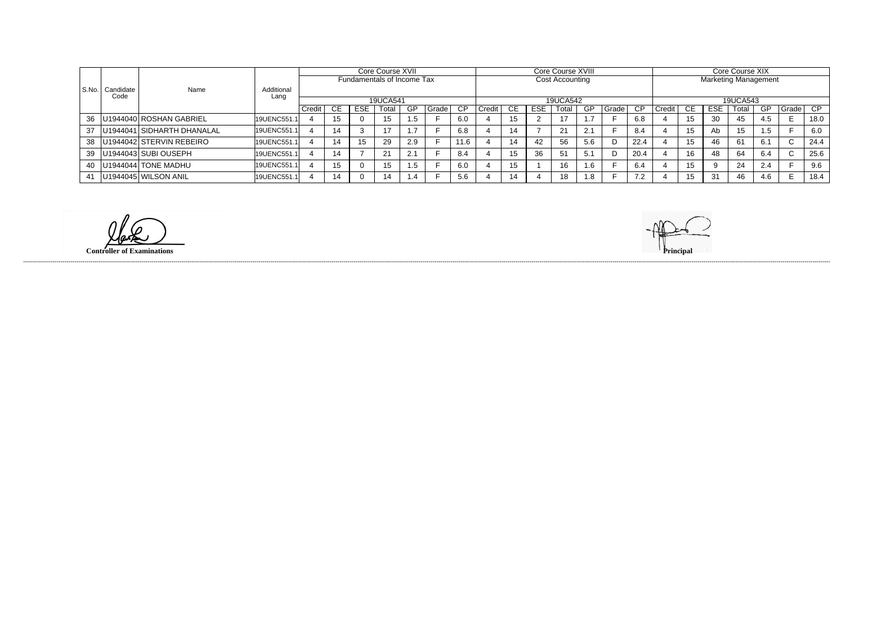| S.No. | Candidate Code | Name | Additional Lang | Core Course XVII Fundamentals of Income Tax 19UCA541 | | | | | | | Core Course XVIII Cost Accounting 19UCA542 | | | | | | | Core Course XIX Marketing Management 19UCA543 | | | | | | |
|---|---|---|---|---|---|---|---|---|---|---|---|---|---|---|---|---|---|---|---|---|---|---|---|---|
| | | | | Credit | CE | ESE | Total | GP | Grade | CP | Credit | CE | ESE | Total | GP | Grade | CP | Credit | CE | ESE | Total | GP | Grade | CP |
| 36 | U1944040 | ROSHAN GABRIEL | 19UENC551.1 | 4 | 15 | 0 | 15 | 1.5 | F | 6.0 | 4 | 15 | 2 | 17 | 1.7 | F | 6.8 | 4 | 15 | 30 | 45 | 4.5 | E | 18.0 |
| 37 | U1944041 | SIDHARTH DHANALAL | 19UENC551.1 | 4 | 14 | 3 | 17 | 1.7 | F | 6.8 | 4 | 14 | 7 | 21 | 2.1 | F | 8.4 | 4 | 15 | Ab | 15 | 1.5 | F | 6.0 |
| 38 | U1944042 | STERVIN REBEIRO | 19UENC551.1 | 4 | 14 | 15 | 29 | 2.9 | F | 11.6 | 4 | 14 | 42 | 56 | 5.6 | D | 22.4 | 4 | 15 | 46 | 61 | 6.1 | C | 24.4 |
| 39 | U1944043 | SUBI OUSEPH | 19UENC551.1 | 4 | 14 | 7 | 21 | 2.1 | F | 8.4 | 4 | 15 | 36 | 51 | 5.1 | D | 20.4 | 4 | 16 | 48 | 64 | 6.4 | C | 25.6 |
| 40 | U1944044 | TONE MADHU | 19UENC551.1 | 4 | 15 | 0 | 15 | 1.5 | F | 6.0 | 4 | 15 | 1 | 16 | 1.6 | F | 6.4 | 4 | 15 | 9 | 24 | 2.4 | F | 9.6 |
| 41 | U1944045 | WILSON ANIL | 19UENC551.1 | 4 | 14 | 0 | 14 | 1.4 | F | 5.6 | 4 | 14 | 4 | 18 | 1.8 | F | 7.2 | 4 | 15 | 31 | 46 | 4.6 | E | 18.4 |

**Controller of Examinations**

**Principal**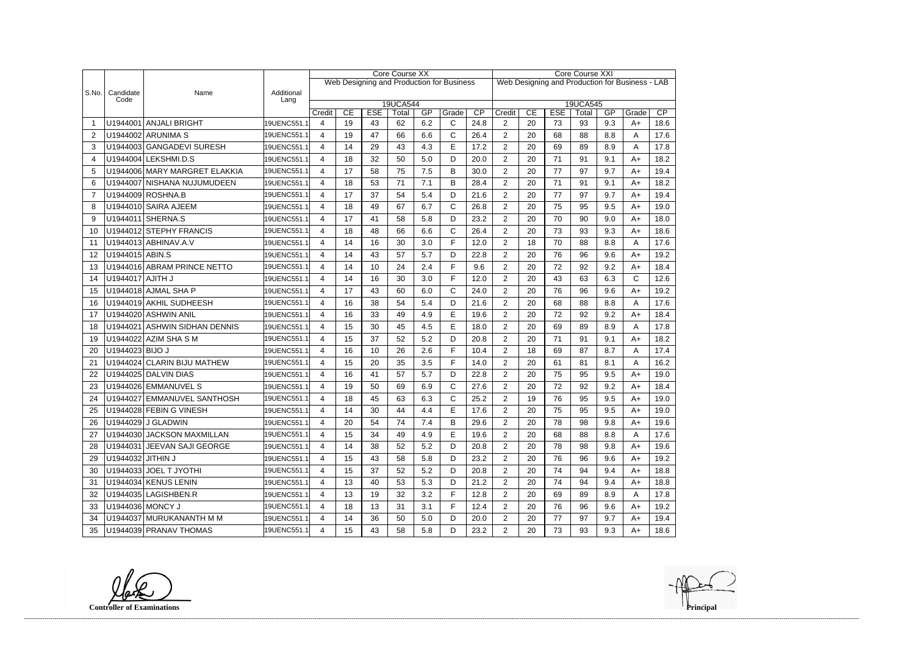| S.No. | Candidate Code | Name | Additional Lang | Core Course XX | | | | | | | Core Course XXI | | | | | | |
|---|---|---|---|---|---|---|---|---|---|---|---|---|---|---|---|---|---|
| | | | | Web Designing and Production for Business | | | | | | | Web Designing and Production for Business - LAB | | | | | | |
| | | | | 19UCA544 | | | | | | | 19UCA545 | | | | | | |
| | | | | Credit | CE | ESE | Total | GP | Grade | CP | Credit | CE | ESE | Total | GP | Grade | CP |
| 1 | U1944001 | ANJALI BRIGHT | 19UENC551.1 | 4 | 19 | 43 | 62 | 6.2 | C | 24.8 | 2 | 20 | 73 | 93 | 9.3 | A+ | 18.6 |
| 2 | U1944002 | ARUNIMA S | 19UENC551.1 | 4 | 19 | 47 | 66 | 6.6 | C | 26.4 | 2 | 20 | 68 | 88 | 8.8 | A | 17.6 |
| 3 | U1944003 | GANGADEVI SURESH | 19UENC551.1 | 4 | 14 | 29 | 43 | 4.3 | E | 17.2 | 2 | 20 | 69 | 89 | 8.9 | A | 17.8 |
| 4 | U1944004 | LEKSHMI.D.S | 19UENC551.1 | 4 | 18 | 32 | 50 | 5.0 | D | 20.0 | 2 | 20 | 71 | 91 | 9.1 | A+ | 18.2 |
| 5 | U1944006 | MARY MARGRET ELAKKIA | 19UENC551.1 | 4 | 17 | 58 | 75 | 7.5 | B | 30.0 | 2 | 20 | 77 | 97 | 9.7 | A+ | 19.4 |
| 6 | U1944007 | NISHANA NUJUMUDEEN | 19UENC551.1 | 4 | 18 | 53 | 71 | 7.1 | B | 28.4 | 2 | 20 | 71 | 91 | 9.1 | A+ | 18.2 |
| 7 | U1944009 | ROSHNA.B | 19UENC551.1 | 4 | 17 | 37 | 54 | 5.4 | D | 21.6 | 2 | 20 | 77 | 97 | 9.7 | A+ | 19.4 |
| 8 | U1944010 | SAIRA AJEEM | 19UENC551.1 | 4 | 18 | 49 | 67 | 6.7 | C | 26.8 | 2 | 20 | 75 | 95 | 9.5 | A+ | 19.0 |
| 9 | U1944011 | SHERNA.S | 19UENC551.1 | 4 | 17 | 41 | 58 | 5.8 | D | 23.2 | 2 | 20 | 70 | 90 | 9.0 | A+ | 18.0 |
| 10 | U1944012 | STEPHY FRANCIS | 19UENC551.1 | 4 | 18 | 48 | 66 | 6.6 | C | 26.4 | 2 | 20 | 73 | 93 | 9.3 | A+ | 18.6 |
| 11 | U1944013 | ABHINAV.A.V | 19UENC551.1 | 4 | 14 | 16 | 30 | 3.0 | F | 12.0 | 2 | 18 | 70 | 88 | 8.8 | A | 17.6 |
| 12 | U1944015 | ABIN.S | 19UENC551.1 | 4 | 14 | 43 | 57 | 5.7 | D | 22.8 | 2 | 20 | 76 | 96 | 9.6 | A+ | 19.2 |
| 13 | U1944016 | ABRAM PRINCE NETTO | 19UENC551.1 | 4 | 14 | 10 | 24 | 2.4 | F | 9.6 | 2 | 20 | 72 | 92 | 9.2 | A+ | 18.4 |
| 14 | U1944017 | AJITH J | 19UENC551.1 | 4 | 14 | 16 | 30 | 3.0 | F | 12.0 | 2 | 20 | 43 | 63 | 6.3 | C | 12.6 |
| 15 | U1944018 | AJMAL SHA P | 19UENC551.1 | 4 | 17 | 43 | 60 | 6.0 | C | 24.0 | 2 | 20 | 76 | 96 | 9.6 | A+ | 19.2 |
| 16 | U1944019 | AKHIL SUDHEESH | 19UENC551.1 | 4 | 16 | 38 | 54 | 5.4 | D | 21.6 | 2 | 20 | 68 | 88 | 8.8 | A | 17.6 |
| 17 | U1944020 | ASHWIN ANIL | 19UENC551.1 | 4 | 16 | 33 | 49 | 4.9 | E | 19.6 | 2 | 20 | 72 | 92 | 9.2 | A+ | 18.4 |
| 18 | U1944021 | ASHWIN SIDHAN DENNIS | 19UENC551.1 | 4 | 15 | 30 | 45 | 4.5 | E | 18.0 | 2 | 20 | 69 | 89 | 8.9 | A | 17.8 |
| 19 | U1944022 | AZIM SHA S M | 19UENC551.1 | 4 | 15 | 37 | 52 | 5.2 | D | 20.8 | 2 | 20 | 71 | 91 | 9.1 | A+ | 18.2 |
| 20 | U1944023 | BIJO J | 19UENC551.1 | 4 | 16 | 10 | 26 | 2.6 | F | 10.4 | 2 | 18 | 69 | 87 | 8.7 | A | 17.4 |
| 21 | U1944024 | CLARIN BIJU MATHEW | 19UENC551.1 | 4 | 15 | 20 | 35 | 3.5 | F | 14.0 | 2 | 20 | 61 | 81 | 8.1 | A | 16.2 |
| 22 | U1944025 | DALVIN DIAS | 19UENC551.1 | 4 | 16 | 41 | 57 | 5.7 | D | 22.8 | 2 | 20 | 75 | 95 | 9.5 | A+ | 19.0 |
| 23 | U1944026 | EMMANUVEL S | 19UENC551.1 | 4 | 19 | 50 | 69 | 6.9 | C | 27.6 | 2 | 20 | 72 | 92 | 9.2 | A+ | 18.4 |
| 24 | U1944027 | EMMANUVEL SANTHOSH | 19UENC551.1 | 4 | 18 | 45 | 63 | 6.3 | C | 25.2 | 2 | 19 | 76 | 95 | 9.5 | A+ | 19.0 |
| 25 | U1944028 | FEBIN G VINESH | 19UENC551.1 | 4 | 14 | 30 | 44 | 4.4 | E | 17.6 | 2 | 20 | 75 | 95 | 9.5 | A+ | 19.0 |
| 26 | U1944029 | J GLADWIN | 19UENC551.1 | 4 | 20 | 54 | 74 | 7.4 | B | 29.6 | 2 | 20 | 78 | 98 | 9.8 | A+ | 19.6 |
| 27 | U1944030 | JACKSON MAXMILLAN | 19UENC551.1 | 4 | 15 | 34 | 49 | 4.9 | E | 19.6 | 2 | 20 | 68 | 88 | 8.8 | A | 17.6 |
| 28 | U1944031 | JEEVAN SAJI GEORGE | 19UENC551.1 | 4 | 14 | 38 | 52 | 5.2 | D | 20.8 | 2 | 20 | 78 | 98 | 9.8 | A+ | 19.6 |
| 29 | U1944032 | JITHIN J | 19UENC551.1 | 4 | 15 | 43 | 58 | 5.8 | D | 23.2 | 2 | 20 | 76 | 96 | 9.6 | A+ | 19.2 |
| 30 | U1944033 | JOEL T JYOTHI | 19UENC551.1 | 4 | 15 | 37 | 52 | 5.2 | D | 20.8 | 2 | 20 | 74 | 94 | 9.4 | A+ | 18.8 |
| 31 | U1944034 | KENUS LENIN | 19UENC551.1 | 4 | 13 | 40 | 53 | 5.3 | D | 21.2 | 2 | 20 | 74 | 94 | 9.4 | A+ | 18.8 |
| 32 | U1944035 | LAGISHBEN.R | 19UENC551.1 | 4 | 13 | 19 | 32 | 3.2 | F | 12.8 | 2 | 20 | 69 | 89 | 8.9 | A | 17.8 |
| 33 | U1944036 | MONCY J | 19UENC551.1 | 4 | 18 | 13 | 31 | 3.1 | F | 12.4 | 2 | 20 | 76 | 96 | 9.6 | A+ | 19.2 |
| 34 | U1944037 | MURUKANANTH M M | 19UENC551.1 | 4 | 14 | 36 | 50 | 5.0 | D | 20.0 | 2 | 20 | 77 | 97 | 9.7 | A+ | 19.4 |
| 35 | U1944039 | PRANAV THOMAS | 19UENC551.1 | 4 | 15 | 43 | 58 | 5.8 | D | 23.2 | 2 | 20 | 73 | 93 | 9.3 | A+ | 18.6 |

**Controller of Examinations** **Principal**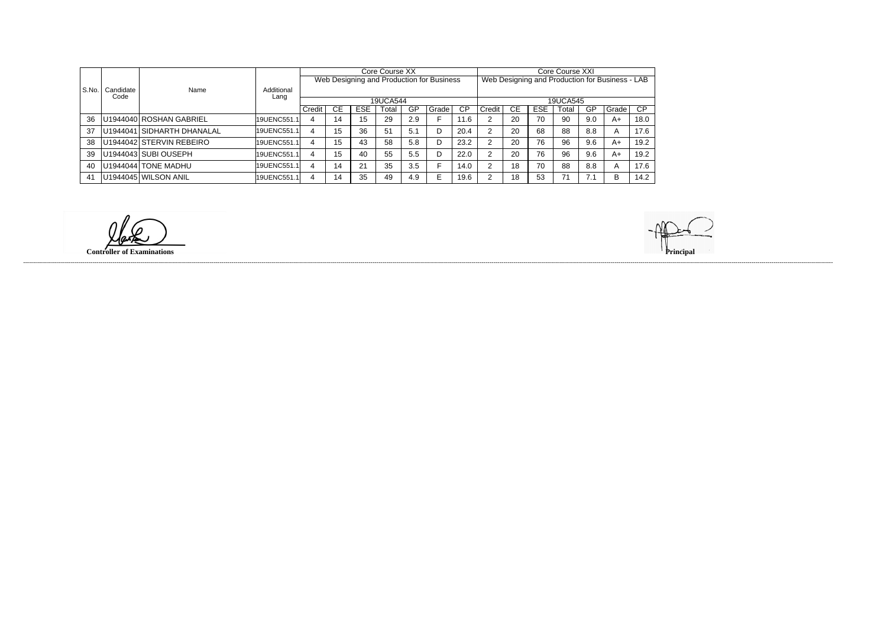| S.No. | Candidate Code | Name | Additional Lang | Core Course XX Web Designing and Production for Business 19UCA544 | | | | | | | Core Course XXI Web Designing and Production for Business - LAB 19UCA545 | | | | | | |
|---|---|---|---|---|---|---|---|---|---|---|---|---|---|---|---|---|---|
| | | | | Credit | CE | ESE | Total | GP | Grade | CP | Credit | CE | ESE | Total | GP | Grade | CP |
| 36 | U1944040 | ROSHAN GABRIEL | 19UENC551.1 | 4 | 14 | 15 | 29 | 2.9 | F | 11.6 | 2 | 20 | 70 | 90 | 9.0 | A+ | 18.0 |
| 37 | U1944041 | SIDHARTH DHANALAL | 19UENC551.1 | 4 | 15 | 36 | 51 | 5.1 | D | 20.4 | 2 | 20 | 68 | 88 | 8.8 | A | 17.6 |
| 38 | U1944042 | STERVIN REBEIRO | 19UENC551.1 | 4 | 15 | 43 | 58 | 5.8 | D | 23.2 | 2 | 20 | 76 | 96 | 9.6 | A+ | 19.2 |
| 39 | U1944043 | SUBI OUSEPH | 19UENC551.1 | 4 | 15 | 40 | 55 | 5.5 | D | 22.0 | 2 | 20 | 76 | 96 | 9.6 | A+ | 19.2 |
| 40 | U1944044 | TONE MADHU | 19UENC551.1 | 4 | 14 | 21 | 35 | 3.5 | F | 14.0 | 2 | 18 | 70 | 88 | 8.8 | A | 17.6 |
| 41 | U1944045 | WILSON ANIL | 19UENC551.1 | 4 | 14 | 35 | 49 | 4.9 | E | 19.6 | 2 | 18 | 53 | 71 | 7.1 | B | 14.2 |

**Controller of Examinations**

**Principal**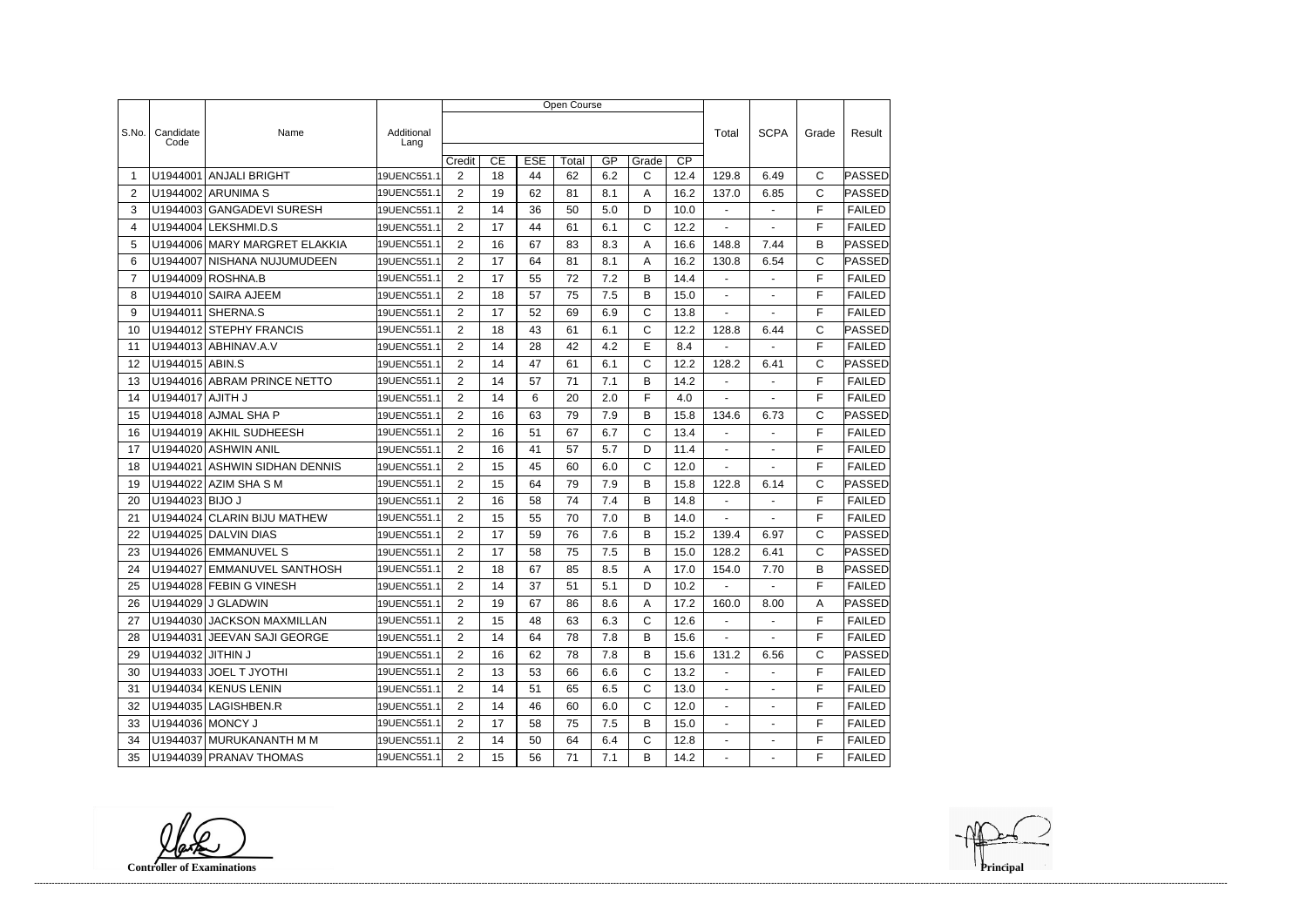| S.No. | Candidate Code | Name | Additional Lang | Open Course | | | | | | | Total | SCPA | Grade | Result |
|---|---|---|---|---|---|---|---|---|---|---|---|---|---|---|
| | | | | Credit | CE | ESE | Total | GP | Grade | CP | | | | |
| 1 | U1944001 | ANJALI BRIGHT | 19UENC551.1 | 2 | 18 | 44 | 62 | 6.2 | C | 12.4 | 129.8 | 6.49 | C | PASSED |
| 2 | U1944002 | ARUNIMA S | 19UENC551.1 | 2 | 19 | 62 | 81 | 8.1 | A | 16.2 | 137.0 | 6.85 | C | PASSED |
| 3 | U1944003 | GANGADEVI SURESH | 19UENC551.1 | 2 | 14 | 36 | 50 | 5.0 | D | 10.0 | - | - | F | FAILED |
| 4 | U1944004 | LEKSHMI.D.S | 19UENC551.1 | 2 | 17 | 44 | 61 | 6.1 | C | 12.2 | - | - | F | FAILED |
| 5 | U1944006 | MARY MARGRET ELAKKIA | 19UENC551.1 | 2 | 16 | 67 | 83 | 8.3 | A | 16.6 | 148.8 | 7.44 | B | PASSED |
| 6 | U1944007 | NISHANA NUJUMUDEEN | 19UENC551.1 | 2 | 17 | 64 | 81 | 8.1 | A | 16.2 | 130.8 | 6.54 | C | PASSED |
| 7 | U1944009 | ROSHNA.B | 19UENC551.1 | 2 | 17 | 55 | 72 | 7.2 | B | 14.4 | - | - | F | FAILED |
| 8 | U1944010 | SAIRA AJEEM | 19UENC551.1 | 2 | 18 | 57 | 75 | 7.5 | B | 15.0 | - | - | F | FAILED |
| 9 | U1944011 | SHERNA.S | 19UENC551.1 | 2 | 17 | 52 | 69 | 6.9 | C | 13.8 | - | - | F | FAILED |
| 10 | U1944012 | STEPHY FRANCIS | 19UENC551.1 | 2 | 18 | 43 | 61 | 6.1 | C | 12.2 | 128.8 | 6.44 | C | PASSED |
| 11 | U1944013 | ABHINAV.A.V | 19UENC551.1 | 2 | 14 | 28 | 42 | 4.2 | E | 8.4 | - | - | F | FAILED |
| 12 | U1944015 | ABIN.S | 19UENC551.1 | 2 | 14 | 47 | 61 | 6.1 | C | 12.2 | 128.2 | 6.41 | C | PASSED |
| 13 | U1944016 | ABRAM PRINCE NETTO | 19UENC551.1 | 2 | 14 | 57 | 71 | 7.1 | B | 14.2 | - | - | F | FAILED |
| 14 | U1944017 | AJITH J | 19UENC551.1 | 2 | 14 | 6 | 20 | 2.0 | F | 4.0 | - | - | F | FAILED |
| 15 | U1944018 | AJMAL SHA P | 19UENC551.1 | 2 | 16 | 63 | 79 | 7.9 | B | 15.8 | 134.6 | 6.73 | C | PASSED |
| 16 | U1944019 | AKHIL SUDHEESH | 19UENC551.1 | 2 | 16 | 51 | 67 | 6.7 | C | 13.4 | - | - | F | FAILED |
| 17 | U1944020 | ASHWIN ANIL | 19UENC551.1 | 2 | 16 | 41 | 57 | 5.7 | D | 11.4 | - | - | F | FAILED |
| 18 | U1944021 | ASHWIN SIDHAN DENNIS | 19UENC551.1 | 2 | 15 | 45 | 60 | 6.0 | C | 12.0 | - | - | F | FAILED |
| 19 | U1944022 | AZIM SHA S M | 19UENC551.1 | 2 | 15 | 64 | 79 | 7.9 | B | 15.8 | 122.8 | 6.14 | C | PASSED |
| 20 | U1944023 | BIJO J | 19UENC551.1 | 2 | 16 | 58 | 74 | 7.4 | B | 14.8 | - | - | F | FAILED |
| 21 | U1944024 | CLARIN BIJU MATHEW | 19UENC551.1 | 2 | 15 | 55 | 70 | 7.0 | B | 14.0 | - | - | F | FAILED |
| 22 | U1944025 | DALVIN DIAS | 19UENC551.1 | 2 | 17 | 59 | 76 | 7.6 | B | 15.2 | 139.4 | 6.97 | C | PASSED |
| 23 | U1944026 | EMMANUVEL S | 19UENC551.1 | 2 | 17 | 58 | 75 | 7.5 | B | 15.0 | 128.2 | 6.41 | C | PASSED |
| 24 | U1944027 | EMMANUVEL SANTHOSH | 19UENC551.1 | 2 | 18 | 67 | 85 | 8.5 | A | 17.0 | 154.0 | 7.70 | B | PASSED |
| 25 | U1944028 | FEBIN G VINESH | 19UENC551.1 | 2 | 14 | 37 | 51 | 5.1 | D | 10.2 | - | - | F | FAILED |
| 26 | U1944029 | J GLADWIN | 19UENC551.1 | 2 | 19 | 67 | 86 | 8.6 | A | 17.2 | 160.0 | 8.00 | A | PASSED |
| 27 | U1944030 | JACKSON MAXMILLAN | 19UENC551.1 | 2 | 15 | 48 | 63 | 6.3 | C | 12.6 | - | - | F | FAILED |
| 28 | U1944031 | JEEVAN SAJI GEORGE | 19UENC551.1 | 2 | 14 | 64 | 78 | 7.8 | B | 15.6 | - | - | F | FAILED |
| 29 | U1944032 | JITHIN J | 19UENC551.1 | 2 | 16 | 62 | 78 | 7.8 | B | 15.6 | 131.2 | 6.56 | C | PASSED |
| 30 | U1944033 | JOEL T JYOTHI | 19UENC551.1 | 2 | 13 | 53 | 66 | 6.6 | C | 13.2 | - | - | F | FAILED |
| 31 | U1944034 | KENUS LENIN | 19UENC551.1 | 2 | 14 | 51 | 65 | 6.5 | C | 13.0 | - | - | F | FAILED |
| 32 | U1944035 | LAGISHBEN.R | 19UENC551.1 | 2 | 14 | 46 | 60 | 6.0 | C | 12.0 | - | - | F | FAILED |
| 33 | U1944036 | MONCY J | 19UENC551.1 | 2 | 17 | 58 | 75 | 7.5 | B | 15.0 | - | - | F | FAILED |
| 34 | U1944037 | MURUKANANTH M M | 19UENC551.1 | 2 | 14 | 50 | 64 | 6.4 | C | 12.8 | - | - | F | FAILED |
| 35 | U1944039 | PRANAV THOMAS | 19UENC551.1 | 2 | 15 | 56 | 71 | 7.1 | B | 14.2 | - | - | F | FAILED |

**Controller of Examinations**

**Principal**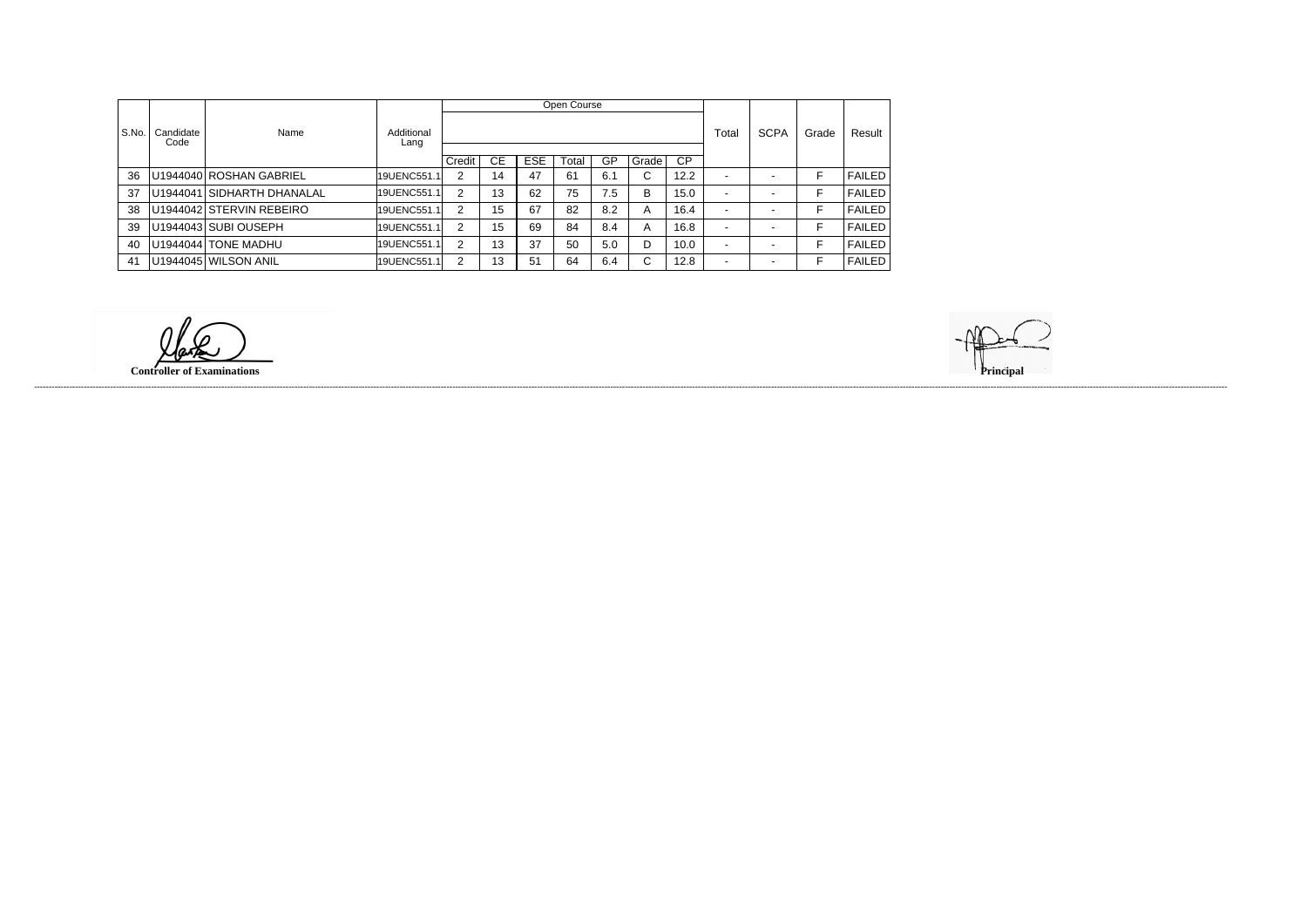| S.No. | Candidate Code | Name | Additional Lang | Open Course | | | | | | | Total | SCPA | Grade | Result |
|---|---|---|---|---|---|---|---|---|---|---|---|---|---|---|
| | | | | Credit | CE | ESE | Total | GP | Grade | CP | | | | |
| 36 | U1944040 | ROSHAN GABRIEL | 19UENC551.1 | 2 | 14 | 47 | 61 | 6.1 | C | 12.2 | - | - | F | FAILED |
| 37 | U1944041 | SIDHARTH DHANALAL | 19UENC551.1 | 2 | 13 | 62 | 75 | 7.5 | B | 15.0 | - | - | F | FAILED |
| 38 | U1944042 | STERVIN REBEIRO | 19UENC551.1 | 2 | 15 | 67 | 82 | 8.2 | A | 16.4 | - | - | F | FAILED |
| 39 | U1944043 | SUBI OUSEPH | 19UENC551.1 | 2 | 15 | 69 | 84 | 8.4 | A | 16.8 | - | - | F | FAILED |
| 40 | U1944044 | TONE MADHU | 19UENC551.1 | 2 | 13 | 37 | 50 | 5.0 | D | 10.0 | - | - | F | FAILED |
| 41 | U1944045 | WILSON ANIL | 19UENC551.1 | 2 | 13 | 51 | 64 | 6.4 | C | 12.8 | - | - | F | FAILED |

**Controller of Examinations**

**Principal**